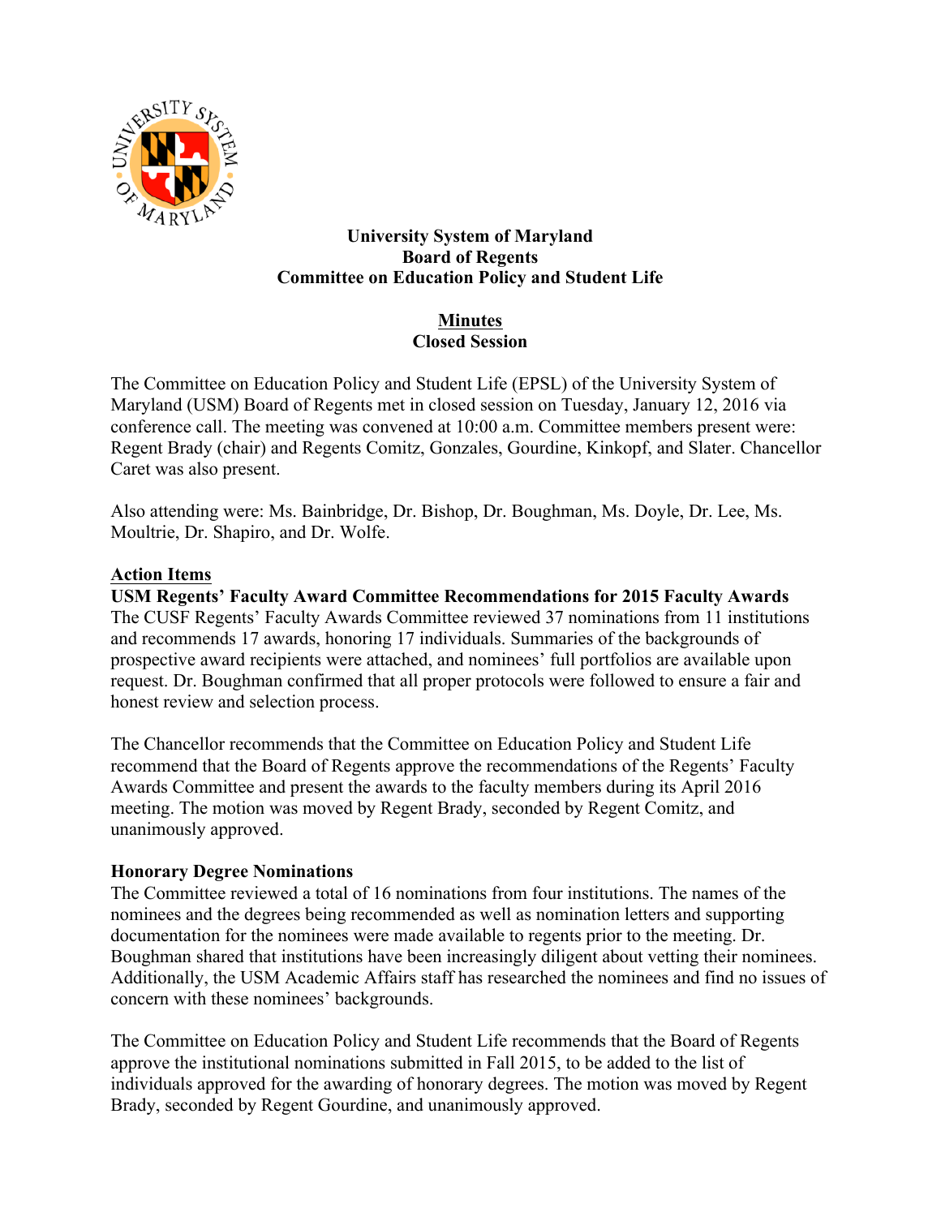**University System of Maryland**
**Board of Regents**
**Committee on Education Policy and Student Life**

**Minutes**
**Closed Session**

The Committee on Education Policy and Student Life (EPSL) of the University System of Maryland (USM) Board of Regents met in closed session on Tuesday, January 12, 2016 via conference call. The meeting was convened at 10:00 a.m. Committee members present were: Regent Brady (chair) and Regents Comitz, Gonzales, Gourdine, Kinkopf, and Slater. Chancellor Caret was also present.

Also attending were: Ms. Bainbridge, Dr. Bishop, Dr. Boughman, Ms. Doyle, Dr. Lee, Ms. Moultrie, Dr. Shapiro, and Dr. Wolfe.

**Action Items**

**USM Regents' Faculty Award Committee Recommendations for 2015 Faculty Awards**

The CUSF Regents' Faculty Awards Committee reviewed 37 nominations from 11 institutions and recommends 17 awards, honoring 17 individuals. Summaries of the backgrounds of prospective award recipients were attached, and nominees' full portfolios are available upon request. Dr. Boughman confirmed that all proper protocols were followed to ensure a fair and honest review and selection process.

The Chancellor recommends that the Committee on Education Policy and Student Life recommend that the Board of Regents approve the recommendations of the Regents' Faculty Awards Committee and present the awards to the faculty members during its April 2016 meeting. The motion was moved by Regent Brady, seconded by Regent Comitz, and unanimously approved.

**Honorary Degree Nominations**

The Committee reviewed a total of 16 nominations from four institutions. The names of the nominees and the degrees being recommended as well as nomination letters and supporting documentation for the nominees were made available to regents prior to the meeting. Dr. Boughman shared that institutions have been increasingly diligent about vetting their nominees. Additionally, the USM Academic Affairs staff has researched the nominees and find no issues of concern with these nominees' backgrounds.

The Committee on Education Policy and Student Life recommends that the Board of Regents approve the institutional nominations submitted in Fall 2015, to be added to the list of individuals approved for the awarding of honorary degrees. The motion was moved by Regent Brady, seconded by Regent Gourdine, and unanimously approved.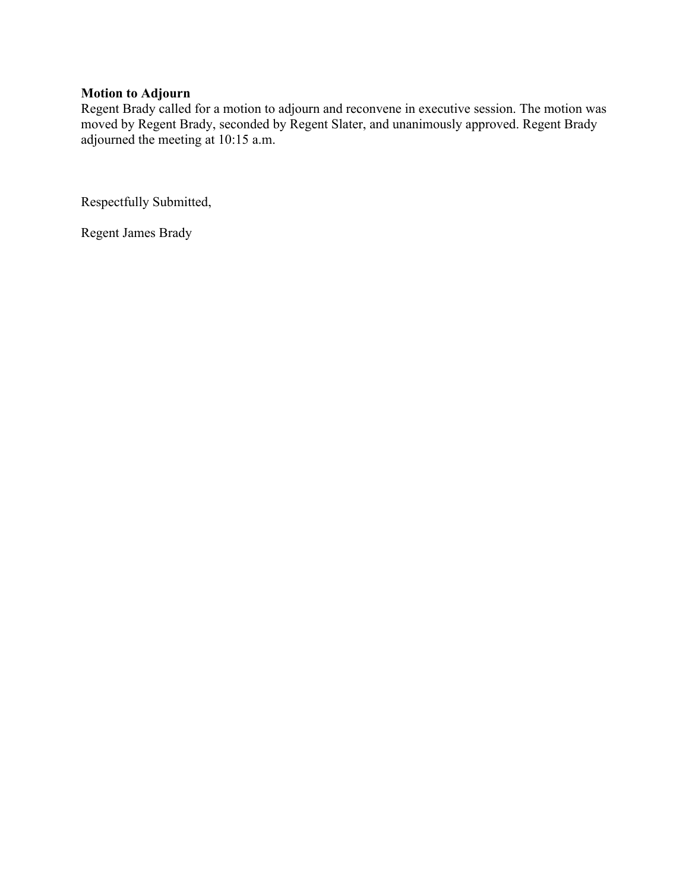**Motion to Adjourn**

Regent Brady called for a motion to adjourn and reconvene in executive session. The motion was moved by Regent Brady, seconded by Regent Slater, and unanimously approved. Regent Brady adjourned the meeting at 10:15 a.m.

Respectfully Submitted,

Regent James Brady